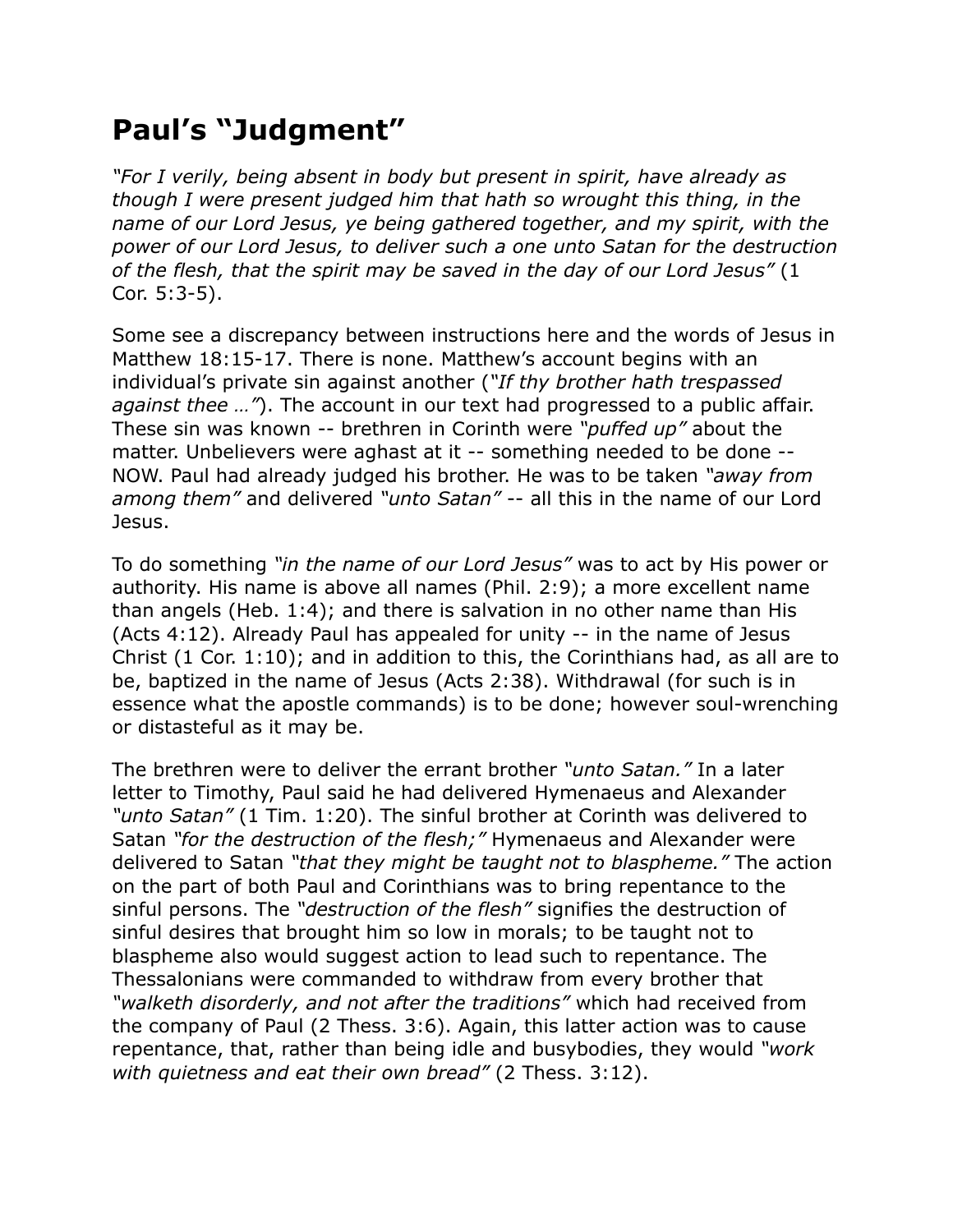# Paul's "Judgment"

*"For I verily, being absent in body but present in spirit, have already as though I were present judged him that hath so wrought this thing, in the name of our Lord Jesus, ye being gathered together, and my spirit, with the power of our Lord Jesus, to deliver such a one unto Satan for the destruction of the flesh, that the spirit may be saved in the day of our Lord Jesus"* (1 Cor. 5:3-5).

Some see a discrepancy between instructions here and the words of Jesus in Matthew 18:15-17. There is none. Matthew's account begins with an individual's private sin against another (*"If thy brother hath trespassed against thee …"*). The account in our text had progressed to a public affair. These sin was known -- brethren in Corinth were *"puffed up"* about the matter. Unbelievers were aghast at it -- something needed to be done -- NOW. Paul had already judged his brother. He was to be taken *"away from among them"* and delivered *"unto Satan"* -- all this in the name of our Lord Jesus.

To do something *"in the name of our Lord Jesus"* was to act by His power or authority. His name is above all names (Phil. 2:9); a more excellent name than angels (Heb. 1:4); and there is salvation in no other name than His (Acts 4:12). Already Paul has appealed for unity -- in the name of Jesus Christ (1 Cor. 1:10); and in addition to this, the Corinthians had, as all are to be, baptized in the name of Jesus (Acts 2:38). Withdrawal (for such is in essence what the apostle commands) is to be done; however soul-wrenching or distasteful as it may be.

The brethren were to deliver the errant brother *"unto Satan."* In a later letter to Timothy, Paul said he had delivered Hymenaeus and Alexander *"unto Satan"* (1 Tim. 1:20). The sinful brother at Corinth was delivered to Satan *"for the destruction of the flesh;"* Hymenaeus and Alexander were delivered to Satan *"that they might be taught not to blaspheme."* The action on the part of both Paul and Corinthians was to bring repentance to the sinful persons. The *"destruction of the flesh"* signifies the destruction of sinful desires that brought him so low in morals; to be taught not to blaspheme also would suggest action to lead such to repentance. The Thessalonians were commanded to withdraw from every brother that *"walketh disorderly, and not after the traditions"* which had received from the company of Paul (2 Thess. 3:6). Again, this latter action was to cause repentance, that, rather than being idle and busybodies, they would *"work with quietness and eat their own bread"* (2 Thess. 3:12).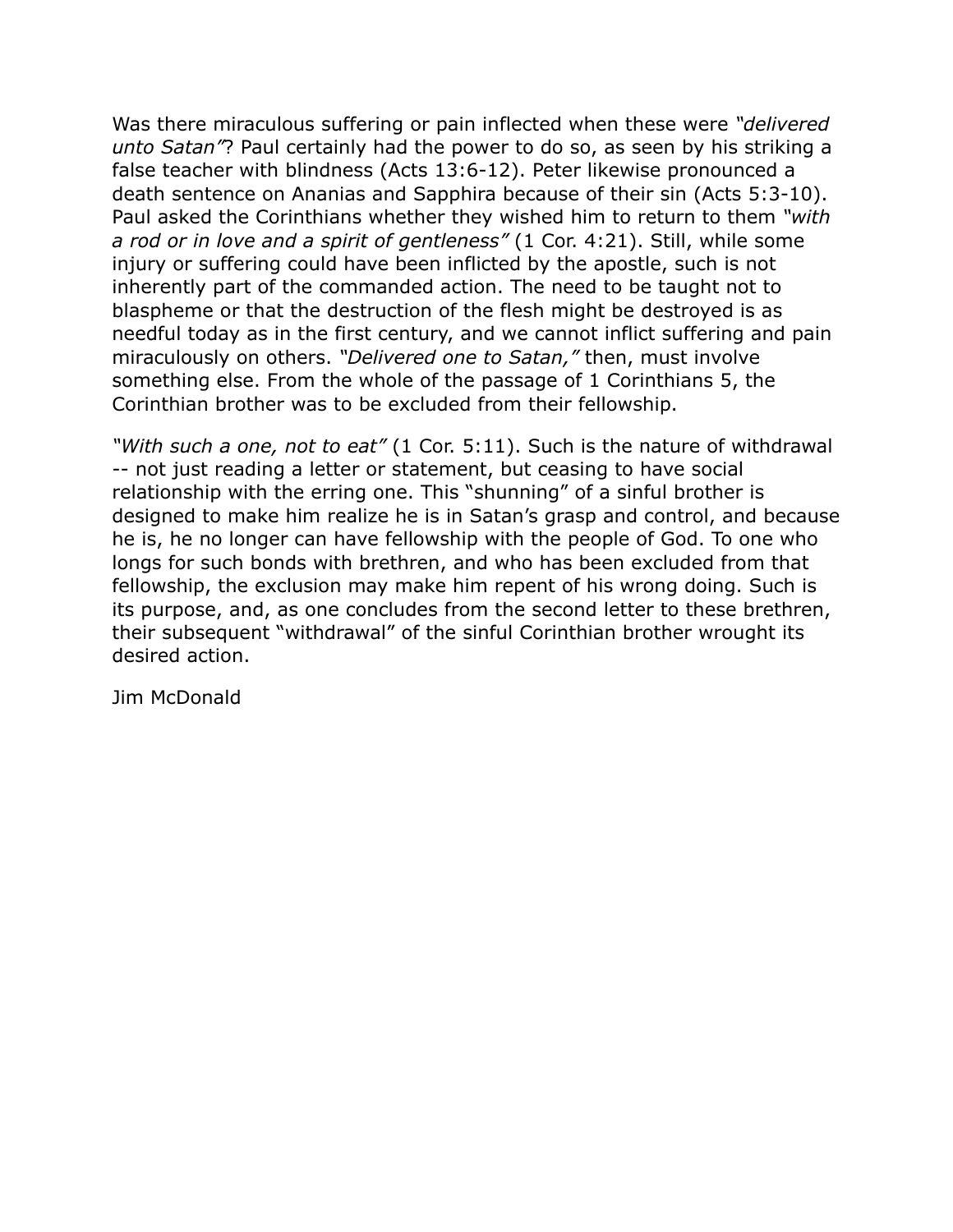Was there miraculous suffering or pain inflected when these were *"delivered unto Satan"*? Paul certainly had the power to do so, as seen by his striking a false teacher with blindness (Acts 13:6-12). Peter likewise pronounced a death sentence on Ananias and Sapphira because of their sin (Acts 5:3-10). Paul asked the Corinthians whether they wished him to return to them *"with a rod or in love and a spirit of gentleness"* (1 Cor. 4:21). Still, while some injury or suffering could have been inflicted by the apostle, such is not inherently part of the commanded action. The need to be taught not to blaspheme or that the destruction of the flesh might be destroyed is as needful today as in the first century, and we cannot inflict suffering and pain miraculously on others. *"Delivered one to Satan,"* then, must involve something else. From the whole of the passage of 1 Corinthians 5, the Corinthian brother was to be excluded from their fellowship.

*"With such a one, not to eat"* (1 Cor. 5:11). Such is the nature of withdrawal -- not just reading a letter or statement, but ceasing to have social relationship with the erring one. This "shunning" of a sinful brother is designed to make him realize he is in Satan's grasp and control, and because he is, he no longer can have fellowship with the people of God. To one who longs for such bonds with brethren, and who has been excluded from that fellowship, the exclusion may make him repent of his wrong doing. Such is its purpose, and, as one concludes from the second letter to these brethren, their subsequent "withdrawal" of the sinful Corinthian brother wrought its desired action.

Jim McDonald